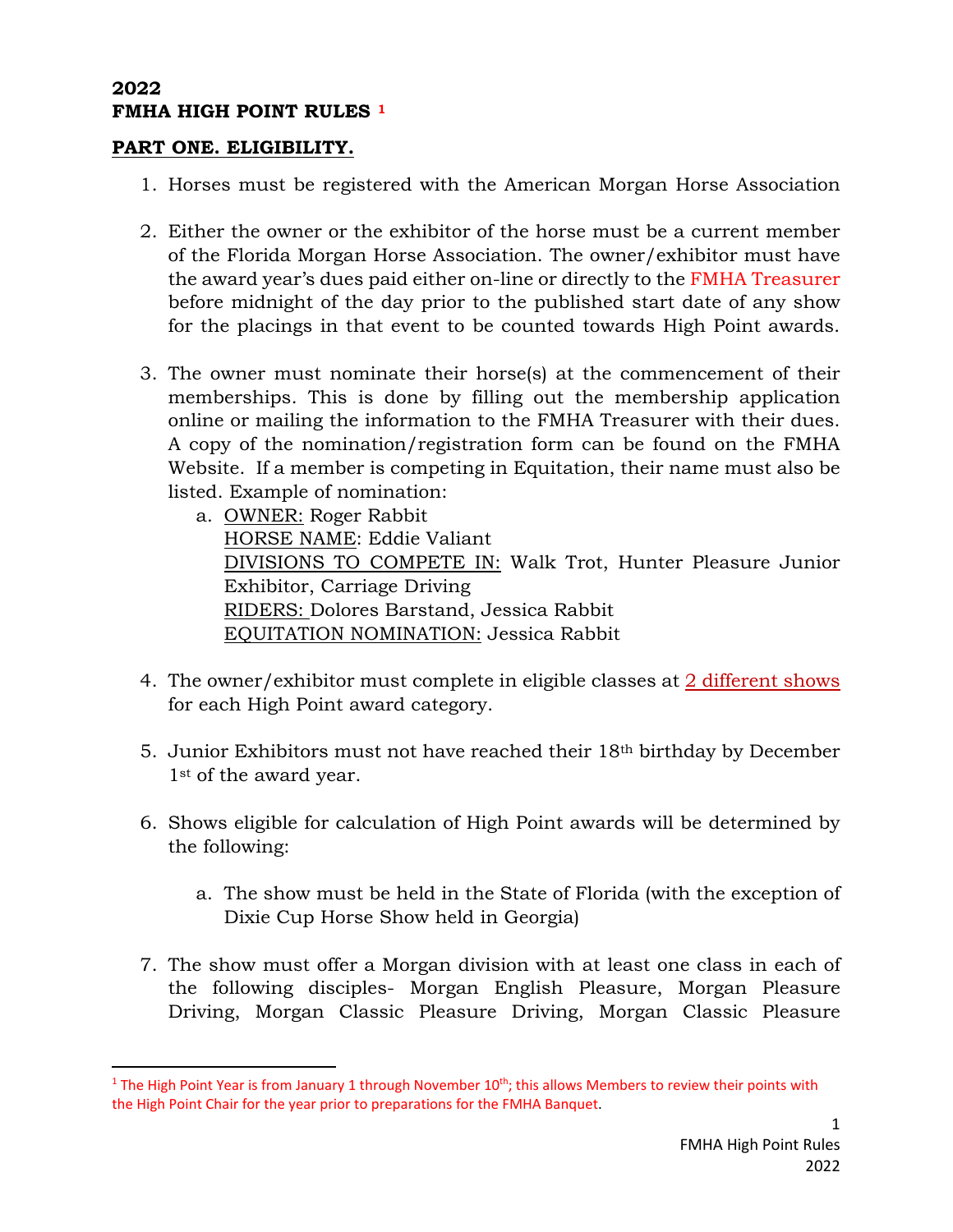**2022**
**FMHA HIGH POINT RULES** [1]

**PART ONE. ELIGIBILITY.**

1. Horses must be registered with the American Morgan Horse Association

2. Either the owner or the exhibitor of the horse must be a current member of the Florida Morgan Horse Association. The owner/exhibitor must have the award year's dues paid either on-line or directly to the FMHA Treasurer before midnight of the day prior to the published start date of any show for the placings in that event to be counted towards High Point awards.

3. The owner must nominate their horse(s) at the commencement of their memberships. This is done by filling out the membership application online or mailing the information to the FMHA Treasurer with their dues. A copy of the nomination/registration form can be found on the FMHA Website. If a member is competing in Equitation, their name must also be listed. Example of nomination:
   a. OWNER: Roger Rabbit
      HORSE NAME: Eddie Valiant
      DIVISIONS TO COMPETE IN: Walk Trot, Hunter Pleasure Junior Exhibitor, Carriage Driving
      RIDERS: Dolores Barstand, Jessica Rabbit
      EQUITATION NOMINATION: Jessica Rabbit

4. The owner/exhibitor must complete in eligible classes at 2 different shows for each High Point award category.

5. Junior Exhibitors must not have reached their 18th birthday by December 1st of the award year.

6. Shows eligible for calculation of High Point awards will be determined by the following:

   a. The show must be held in the State of Florida (with the exception of Dixie Cup Horse Show held in Georgia)

7. The show must offer a Morgan division with at least one class in each of the following disciples- Morgan English Pleasure, Morgan Pleasure Driving, Morgan Classic Pleasure Driving, Morgan Classic Pleasure

---

[1] The High Point Year is from January 1 through November 10th; this allows Members to review their points with the High Point Chair for the year prior to preparations for the FMHA Banquet.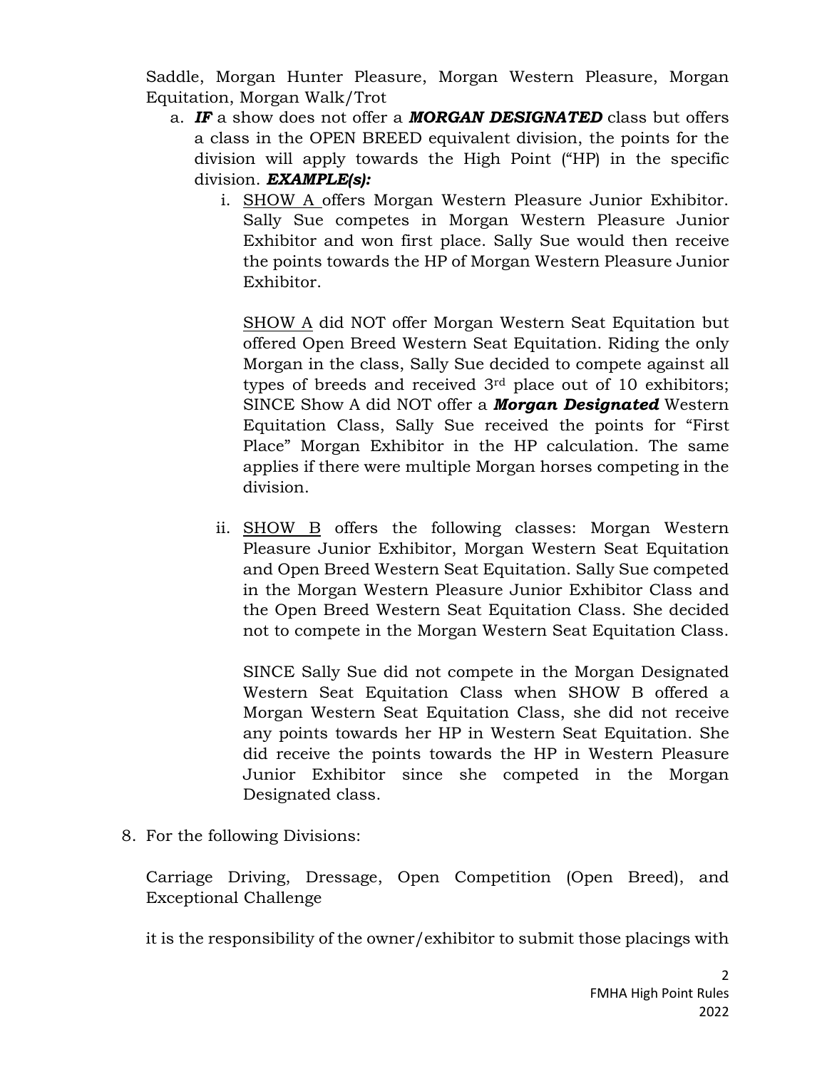Saddle, Morgan Hunter Pleasure, Morgan Western Pleasure, Morgan Equitation, Morgan Walk/Trot

a. ***IF*** a show does not offer a ***MORGAN DESIGNATED*** class but offers a class in the OPEN BREED equivalent division, the points for the division will apply towards the High Point ("HP) in the specific division. ***EXAMPLE(s):***

   i. SHOW A offers Morgan Western Pleasure Junior Exhibitor. Sally Sue competes in Morgan Western Pleasure Junior Exhibitor and won first place. Sally Sue would then receive the points towards the HP of Morgan Western Pleasure Junior Exhibitor.

      SHOW A did NOT offer Morgan Western Seat Equitation but offered Open Breed Western Seat Equitation. Riding the only Morgan in the class, Sally Sue decided to compete against all types of breeds and received 3rd place out of 10 exhibitors; SINCE Show A did NOT offer a ***Morgan Designated*** Western Equitation Class, Sally Sue received the points for "First Place" Morgan Exhibitor in the HP calculation. The same applies if there were multiple Morgan horses competing in the division.

   ii. SHOW B offers the following classes: Morgan Western Pleasure Junior Exhibitor, Morgan Western Seat Equitation and Open Breed Western Seat Equitation. Sally Sue competed in the Morgan Western Pleasure Junior Exhibitor Class and the Open Breed Western Seat Equitation Class. She decided not to compete in the Morgan Western Seat Equitation Class.

       SINCE Sally Sue did not compete in the Morgan Designated Western Seat Equitation Class when SHOW B offered a Morgan Western Seat Equitation Class, she did not receive any points towards her HP in Western Seat Equitation. She did receive the points towards the HP in Western Pleasure Junior Exhibitor since she competed in the Morgan Designated class.

8. For the following Divisions:

   Carriage Driving, Dressage, Open Competition (Open Breed), and Exceptional Challenge

   it is the responsibility of the owner/exhibitor to submit those placings with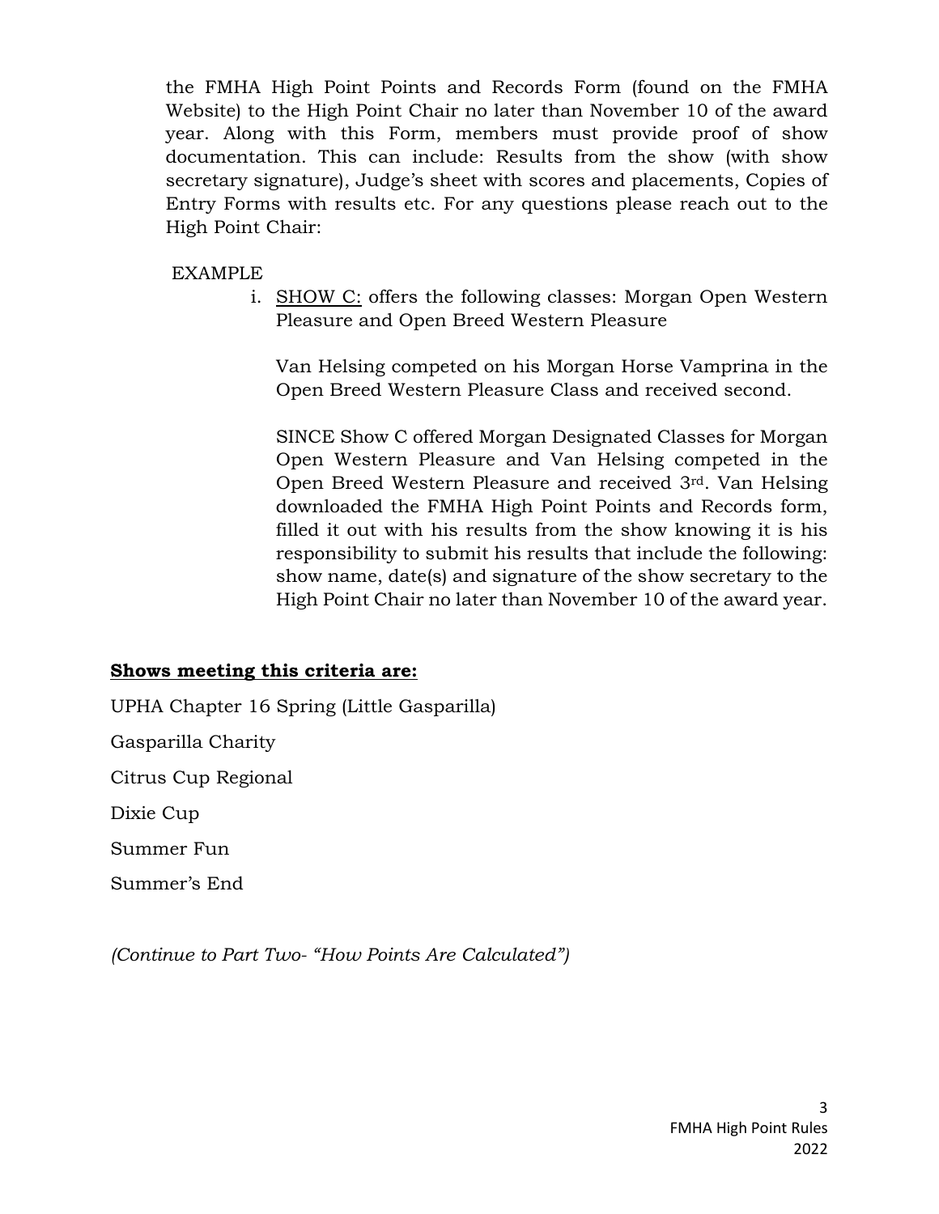the FMHA High Point Points and Records Form (found on the FMHA Website) to the High Point Chair no later than November 10 of the award year. Along with this Form, members must provide proof of show documentation. This can include: Results from the show (with show secretary signature), Judge's sheet with scores and placements, Copies of Entry Forms with results etc. For any questions please reach out to the High Point Chair:

EXAMPLE

i. SHOW C: offers the following classes: Morgan Open Western Pleasure and Open Breed Western Pleasure

   Van Helsing competed on his Morgan Horse Vamprina in the Open Breed Western Pleasure Class and received second.

   SINCE Show C offered Morgan Designated Classes for Morgan Open Western Pleasure and Van Helsing competed in the Open Breed Western Pleasure and received 3rd. Van Helsing downloaded the FMHA High Point Points and Records form, filled it out with his results from the show knowing it is his responsibility to submit his results that include the following: show name, date(s) and signature of the show secretary to the High Point Chair no later than November 10 of the award year.

**Shows meeting this criteria are:**

UPHA Chapter 16 Spring (Little Gasparilla)

Gasparilla Charity

Citrus Cup Regional

Dixie Cup

Summer Fun

Summer's End

*(Continue to Part Two- "How Points Are Calculated")*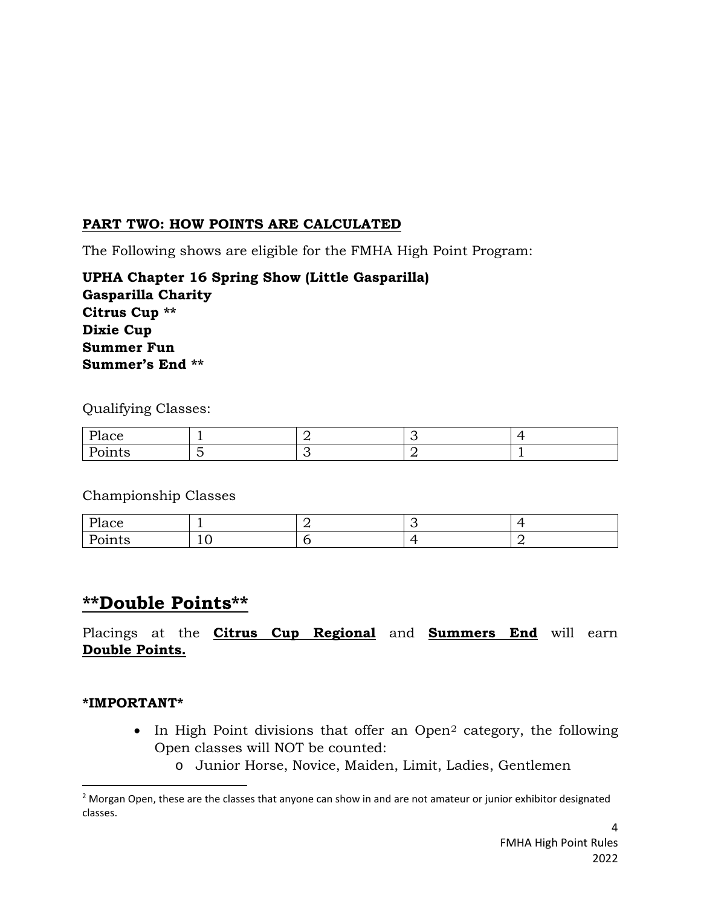**PART TWO: HOW POINTS ARE CALCULATED**

The Following shows are eligible for the FMHA High Point Program:

**UPHA Chapter 16 Spring Show (Little Gasparilla)**
**Gasparilla Charity**
**Citrus Cup ****
**Dixie Cup**
**Summer Fun**
**Summer's End ****

Qualifying Classes:

| Place | 1 | 2 | 3 | 4 |
|---|---|---|---|---|
| Points | 5 | 3 | 2 | 1 |

Championship Classes

| Place | 1 | 2 | 3 | 4 |
|---|---|---|---|---|
| Points | 10 | 6 | 4 | 2 |

## **Double Points**

Placings at the **Citrus Cup Regional** and **Summers End** will earn **Double Points.**

***IMPORTANT***

- In High Point divisions that offer an Open[2] category, the following Open classes will NOT be counted:
    - Junior Horse, Novice, Maiden, Limit, Ladies, Gentlemen

[2] Morgan Open, these are the classes that anyone can show in and are not amateur or junior exhibitor designated classes.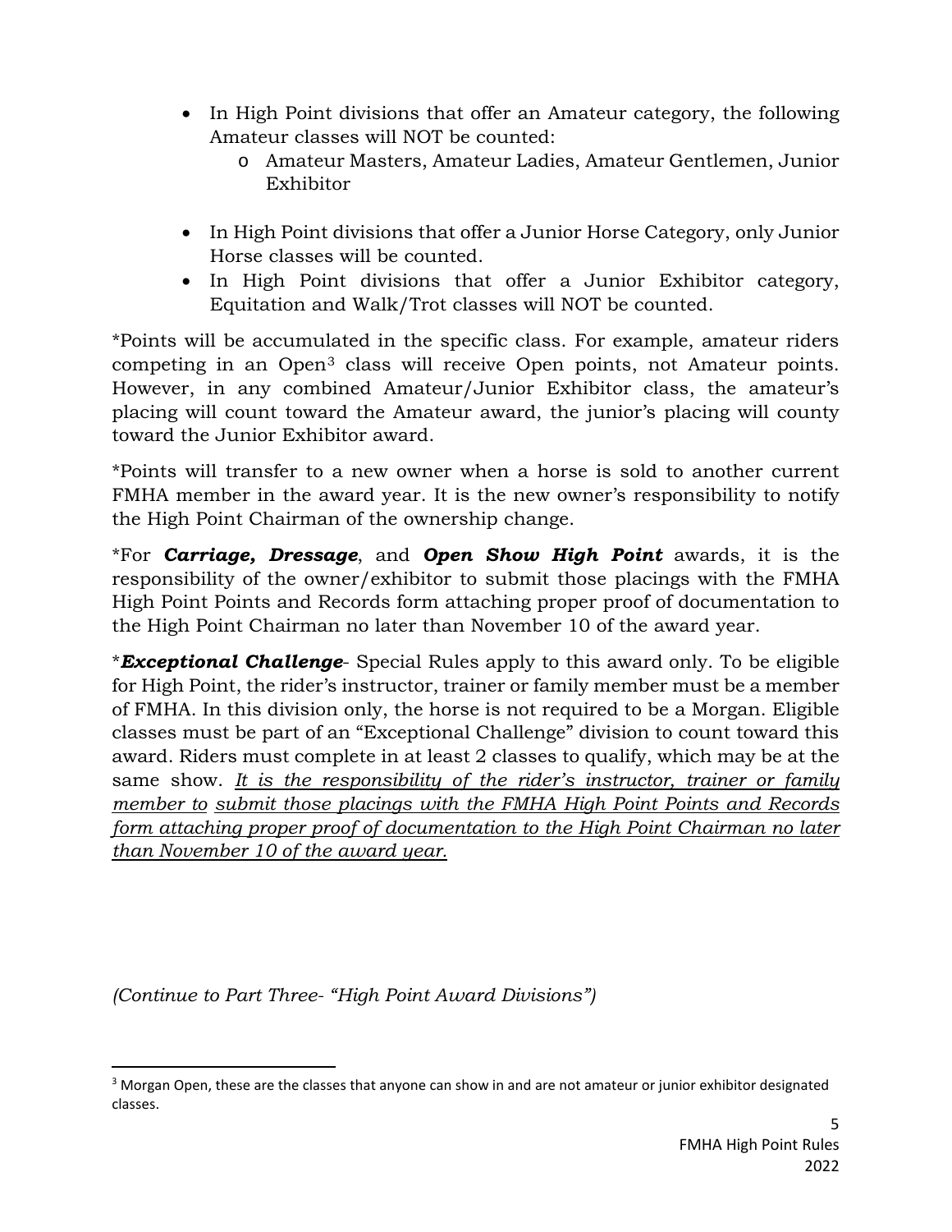- In High Point divisions that offer an Amateur category, the following Amateur classes will NOT be counted:
    - Amateur Masters, Amateur Ladies, Amateur Gentlemen, Junior Exhibitor

- In High Point divisions that offer a Junior Horse Category, only Junior Horse classes will be counted.
- In High Point divisions that offer a Junior Exhibitor category, Equitation and Walk/Trot classes will NOT be counted.

*Points will be accumulated in the specific class. For example, amateur riders competing in an Open[3] class will receive Open points, not Amateur points. However, in any combined Amateur/Junior Exhibitor class, the amateur's placing will count toward the Amateur award, the junior's placing will county toward the Junior Exhibitor award.

*Points will transfer to a new owner when a horse is sold to another current FMHA member in the award year. It is the new owner's responsibility to notify the High Point Chairman of the ownership change.

*For ***Carriage, Dressage***, and ***Open Show High Point*** awards, it is the responsibility of the owner/exhibitor to submit those placings with the FMHA High Point Points and Records form attaching proper proof of documentation to the High Point Chairman no later than November 10 of the award year.

****Exceptional Challenge***- Special Rules apply to this award only. To be eligible for High Point, the rider's instructor, trainer or family member must be a member of FMHA. In this division only, the horse is not required to be a Morgan. Eligible classes must be part of an "Exceptional Challenge" division to count toward this award. Riders must complete in at least 2 classes to qualify, which may be at the same show. *It is the responsibility of the rider's instructor, trainer or family member to submit those placings with the FMHA High Point Points and Records form attaching proper proof of documentation to the High Point Chairman no later than November 10 of the award year.*

*(Continue to Part Three- "High Point Award Divisions")*

[3] Morgan Open, these are the classes that anyone can show in and are not amateur or junior exhibitor designated classes.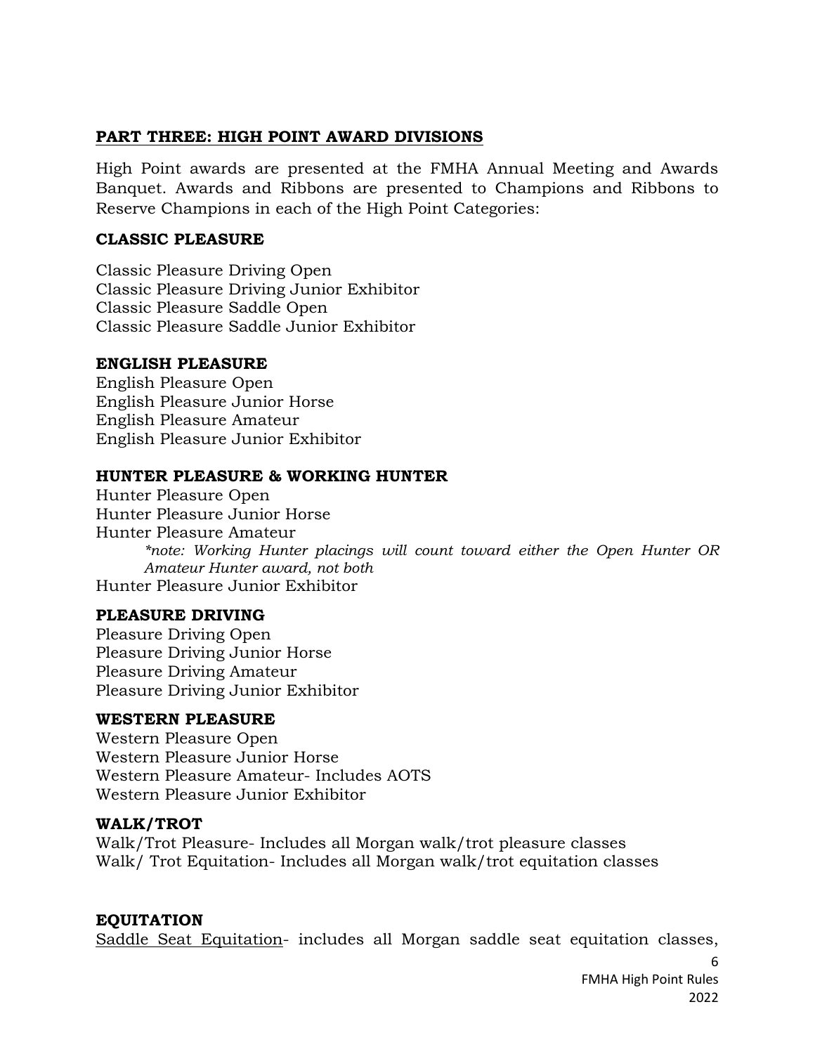## PART THREE: HIGH POINT AWARD DIVISIONS

High Point awards are presented at the FMHA Annual Meeting and Awards Banquet. Awards and Ribbons are presented to Champions and Ribbons to Reserve Champions in each of the High Point Categories:

**CLASSIC PLEASURE**

Classic Pleasure Driving Open
Classic Pleasure Driving Junior Exhibitor
Classic Pleasure Saddle Open
Classic Pleasure Saddle Junior Exhibitor

**ENGLISH PLEASURE**

English Pleasure Open
English Pleasure Junior Horse
English Pleasure Amateur
English Pleasure Junior Exhibitor

**HUNTER PLEASURE & WORKING HUNTER**

Hunter Pleasure Open
Hunter Pleasure Junior Horse
Hunter Pleasure Amateur

> *\*note: Working Hunter placings will count toward either the Open Hunter OR Amateur Hunter award, not both*

Hunter Pleasure Junior Exhibitor

**PLEASURE DRIVING**

Pleasure Driving Open
Pleasure Driving Junior Horse
Pleasure Driving Amateur
Pleasure Driving Junior Exhibitor

**WESTERN PLEASURE**

Western Pleasure Open
Western Pleasure Junior Horse
Western Pleasure Amateur- Includes AOTS
Western Pleasure Junior Exhibitor

**WALK/TROT**

Walk/Trot Pleasure- Includes all Morgan walk/trot pleasure classes
Walk/ Trot Equitation- Includes all Morgan walk/trot equitation classes

**EQUITATION**

<u>Saddle Seat Equitation</u>- includes all Morgan saddle seat equitation classes,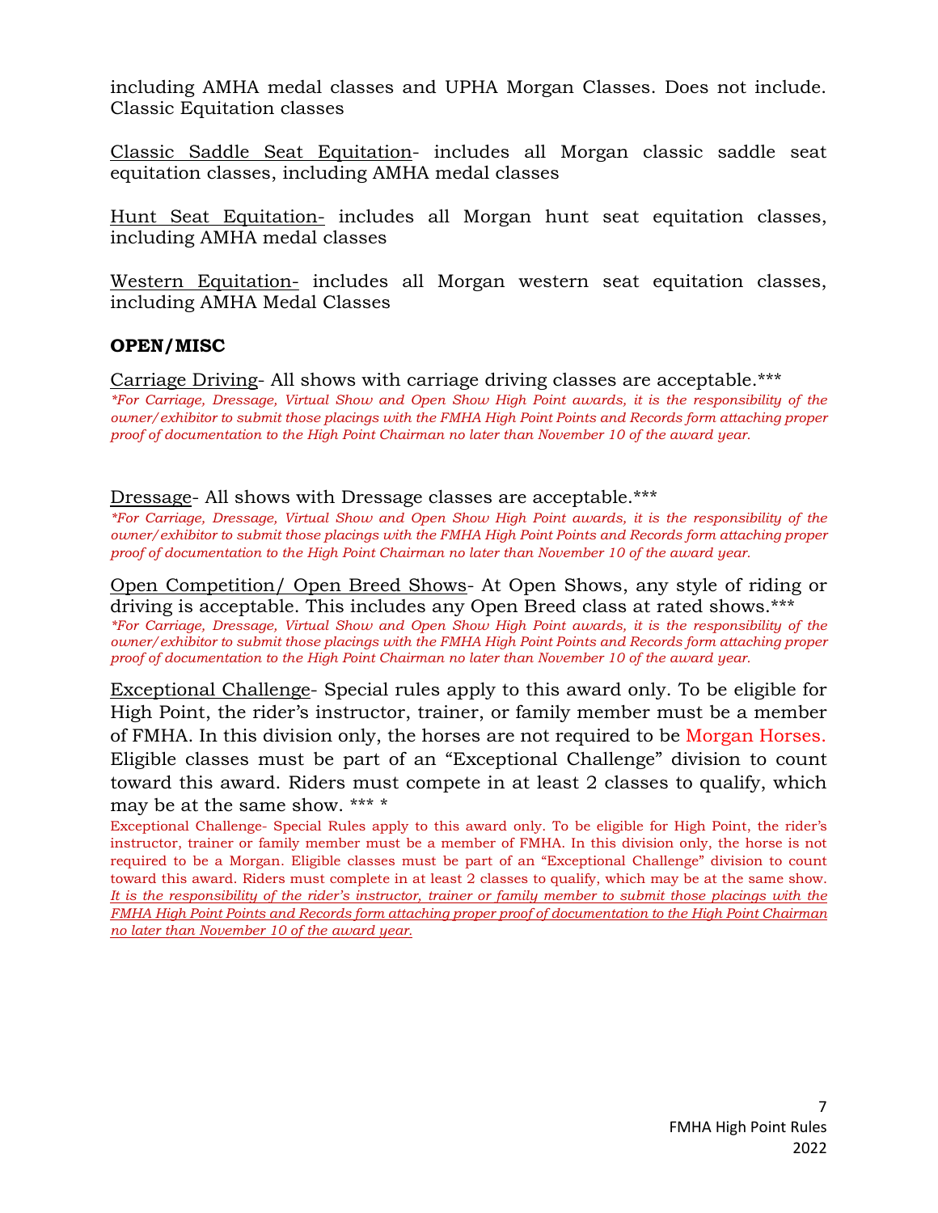including AMHA medal classes and UPHA Morgan Classes. Does not include. Classic Equitation classes

Classic Saddle Seat Equitation- includes all Morgan classic saddle seat equitation classes, including AMHA medal classes

Hunt Seat Equitation- includes all Morgan hunt seat equitation classes, including AMHA medal classes

Western Equitation- includes all Morgan western seat equitation classes, including AMHA Medal Classes

**OPEN/MISC**

Carriage Driving- All shows with carriage driving classes are acceptable.***

*\*For Carriage, Dressage, Virtual Show and Open Show High Point awards, it is the responsibility of the owner/exhibitor to submit those placings with the FMHA High Point Points and Records form attaching proper proof of documentation to the High Point Chairman no later than November 10 of the award year.*

Dressage- All shows with Dressage classes are acceptable.***

*\*For Carriage, Dressage, Virtual Show and Open Show High Point awards, it is the responsibility of the owner/exhibitor to submit those placings with the FMHA High Point Points and Records form attaching proper proof of documentation to the High Point Chairman no later than November 10 of the award year.*

Open Competition/ Open Breed Shows- At Open Shows, any style of riding or driving is acceptable. This includes any Open Breed class at rated shows.***

*\*For Carriage, Dressage, Virtual Show and Open Show High Point awards, it is the responsibility of the owner/exhibitor to submit those placings with the FMHA High Point Points and Records form attaching proper proof of documentation to the High Point Chairman no later than November 10 of the award year.*

Exceptional Challenge- Special rules apply to this award only. To be eligible for High Point, the rider's instructor, trainer, or family member must be a member of FMHA. In this division only, the horses are not required to be Morgan Horses. Eligible classes must be part of an "Exceptional Challenge" division to count toward this award. Riders must compete in at least 2 classes to qualify, which may be at the same show. *** *

Exceptional Challenge- Special Rules apply to this award only. To be eligible for High Point, the rider's instructor, trainer or family member must be a member of FMHA. In this division only, the horse is not required to be a Morgan. Eligible classes must be part of an "Exceptional Challenge" division to count toward this award. Riders must complete in at least 2 classes to qualify, which may be at the same show. *It is the responsibility of the rider's instructor, trainer or family member to submit those placings with the FMHA High Point Points and Records form attaching proper proof of documentation to the High Point Chairman no later than November 10 of the award year.*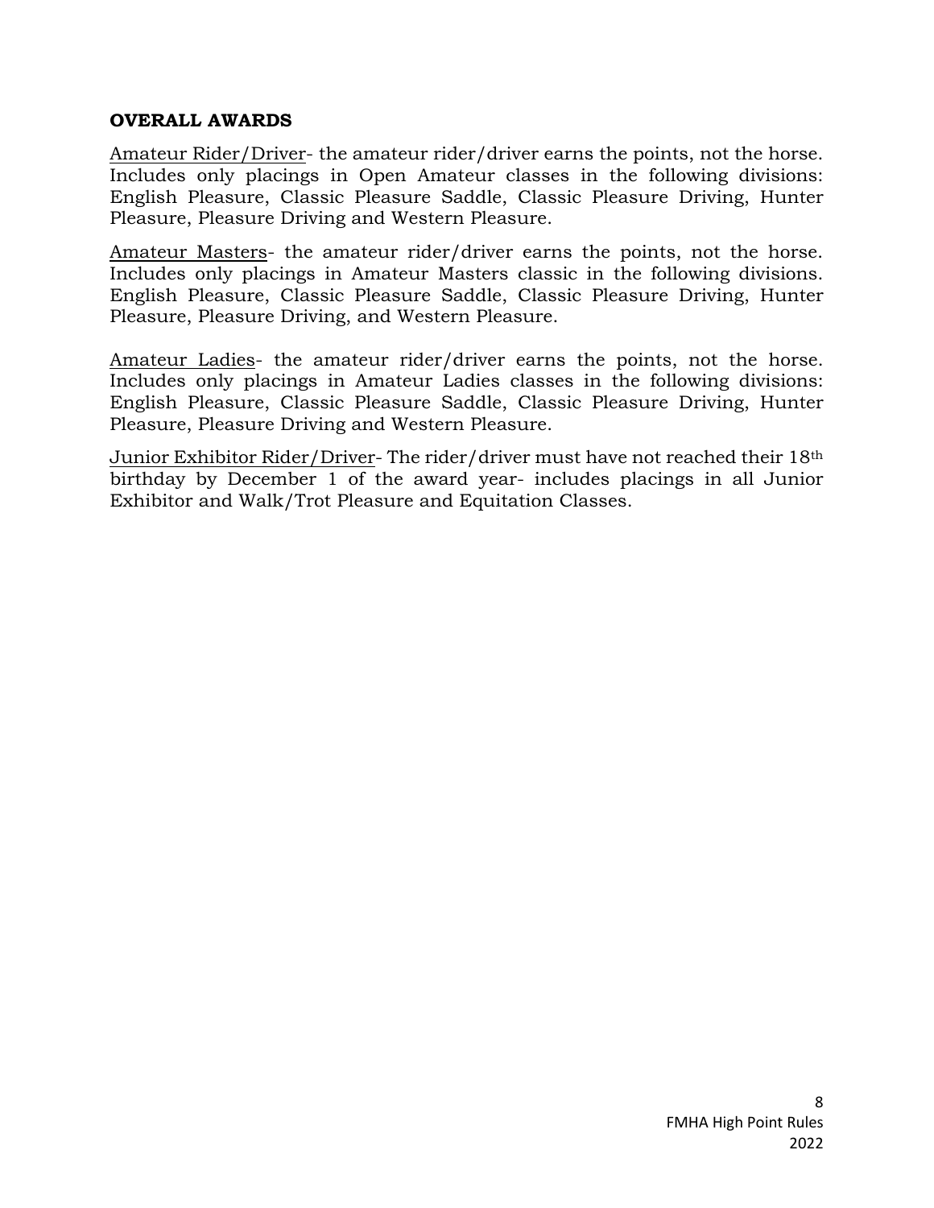**OVERALL AWARDS**

Amateur Rider/Driver- the amateur rider/driver earns the points, not the horse. Includes only placings in Open Amateur classes in the following divisions: English Pleasure, Classic Pleasure Saddle, Classic Pleasure Driving, Hunter Pleasure, Pleasure Driving and Western Pleasure.

Amateur Masters- the amateur rider/driver earns the points, not the horse. Includes only placings in Amateur Masters classic in the following divisions. English Pleasure, Classic Pleasure Saddle, Classic Pleasure Driving, Hunter Pleasure, Pleasure Driving, and Western Pleasure.

Amateur Ladies- the amateur rider/driver earns the points, not the horse. Includes only placings in Amateur Ladies classes in the following divisions: English Pleasure, Classic Pleasure Saddle, Classic Pleasure Driving, Hunter Pleasure, Pleasure Driving and Western Pleasure.

Junior Exhibitor Rider/Driver- The rider/driver must have not reached their 18th birthday by December 1 of the award year- includes placings in all Junior Exhibitor and Walk/Trot Pleasure and Equitation Classes.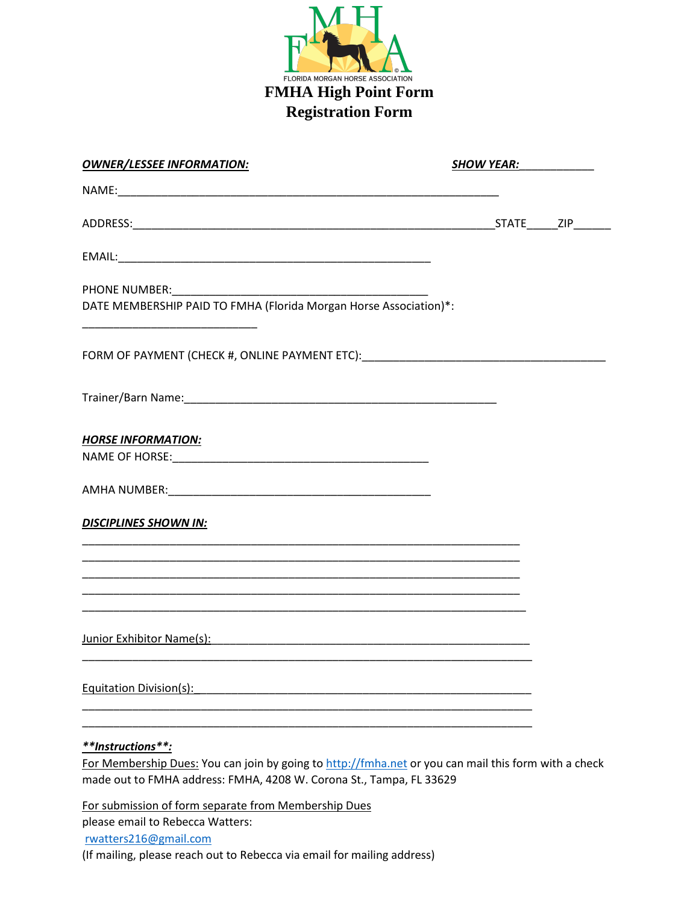FLORIDA MORGAN HORSE ASSOCIATION

# FMHA High Point Form
# Registration Form

***OWNER/LESSEE INFORMATION:*** ***SHOW YEAR:***____________

NAME:_______________________________________________________________

ADDRESS:_____________________________________________________________STATE_____ZIP______

EMAIL:_____________________________________________________

PHONE NUMBER:___________________________________________
DATE MEMBERSHIP PAID TO FMHA (Florida Morgan Horse Association)*:

_____________________________

FORM OF PAYMENT (CHECK #, ONLINE PAYMENT ETC):________________________________________

Trainer/Barn Name:_____________________________________________________

***HORSE INFORMATION:***
NAME OF HORSE:___________________________________________

AMHA NUMBER:____________________________________________

***DISCIPLINES SHOWN IN:***
__________________________________________________________________________
__________________________________________________________________________
__________________________________________________________________________
__________________________________________________________________________
__________________________________________________________________________

Junior Exhibitor Name(s):______________________________________________________
__________________________________________________________________________

Equitation Division(s):_________________________________________________________
__________________________________________________________________________
__________________________________________________________________________

***\*\*Instructions\*\*:***
For Membership Dues: You can join by going to http://fmha.net or you can mail this form with a check made out to FMHA address: FMHA, 4208 W. Corona St., Tampa, FL 33629

For submission of form separate from Membership Dues
please email to Rebecca Watters:
rwatters216@gmail.com
(If mailing, please reach out to Rebecca via email for mailing address)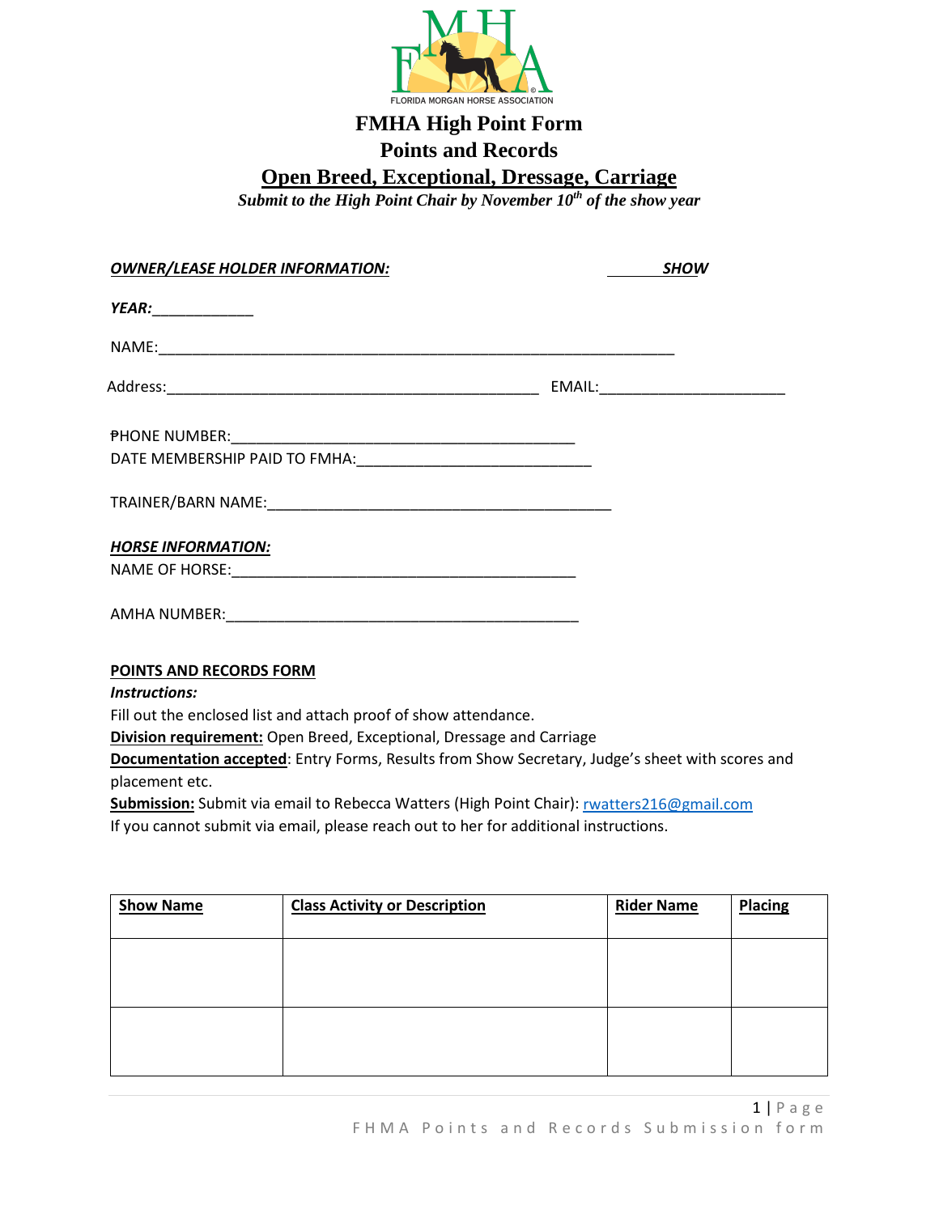# FMHA High Point Form
## Points and Records
## Open Breed, Exceptional, Dressage, Carriage

***Submit to the High Point Chair by November 10th of the show year***

***OWNER/LEASE HOLDER INFORMATION:*** _______ ***SHOW***

***YEAR:***____________

NAME:_______________________________________________________________

Address:_____________________________________________ EMAIL:______________________

PHONE NUMBER:__________________________________________

DATE MEMBERSHIP PAID TO FMHA:___________________________

TRAINER/BARN NAME:_________________________________________

***HORSE INFORMATION:***

NAME OF HORSE:__________________________________________

AMHA NUMBER:___________________________________________

**POINTS AND RECORDS FORM**

***Instructions:***

Fill out the enclosed list and attach proof of show attendance.

**Division requirement:** Open Breed, Exceptional, Dressage and Carriage

**Documentation accepted**: Entry Forms, Results from Show Secretary, Judge's sheet with scores and placement etc.

**Submission:** Submit via email to Rebecca Watters (High Point Chair): rwatters216@gmail.com

If you cannot submit via email, please reach out to her for additional instructions.

| Show Name | Class Activity or Description | Rider Name | Placing |
|---|---|---|---|
| | | | |
| | | | |